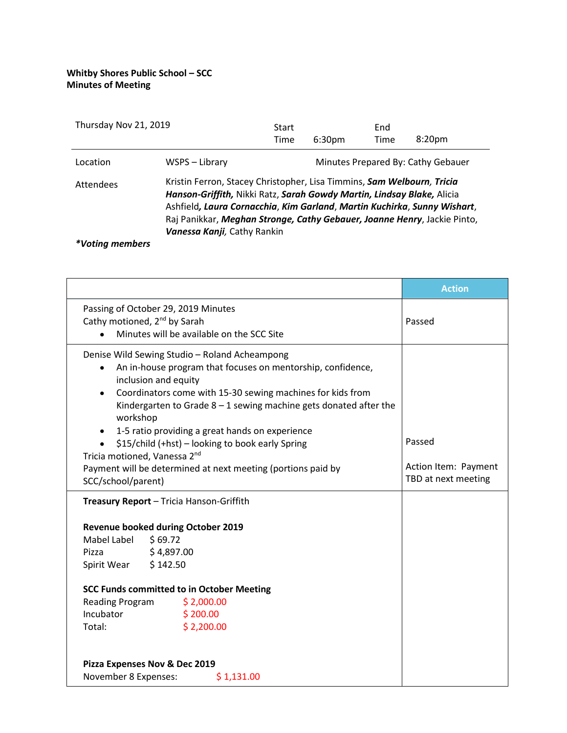**Whitby Shores Public School – SCC**
**Minutes of Meeting**

| Thursday Nov 21, 2019 | | Start Time | 6:30pm | End Time | 8:20pm |
|---|---|---|---|---|---|
| Location | WSPS – Library | Minutes Prepared By: Cathy Gebauer | | | |
| Attendees | Kristin Ferron, Stacey Christopher, Lisa Timmins, ***Sam Welbourn***, ***Tricia Hanson-Griffith,*** Nikki Ratz, ***Sarah Gowdy Martin, Lindsay Blake,*** Alicia Ashfield***, Laura Cornacchia***, ***Kim Garland***, ***Martin Kuchirka***, ***Sunny Wishart***, Raj Panikkar, ***Meghan Stronge, Cathy Gebauer, Joanne Henry***, Jackie Pinto, ***Vanessa Kanji,*** Cathy Rankin | | | | |

****Voting members***

| | Action |
|---|---|
| Passing of October 29, 2019 Minutes<br>Cathy motioned, 2nd by Sarah<br>• Minutes will be available on the SCC Site | Passed |
| Denise Wild Sewing Studio – Roland Acheampong<br>• An in-house program that focuses on mentorship, confidence, inclusion and equity<br>• Coordinators come with 15-30 sewing machines for kids from Kindergarten to Grade 8 – 1 sewing machine gets donated after the workshop<br>• 1-5 ratio providing a great hands on experience<br>• $15/child (+hst) – looking to book early Spring<br>Tricia motioned, Vanessa 2nd<br>Payment will be determined at next meeting (portions paid by SCC/school/parent) | Passed<br><br>Action Item: Payment TBD at next meeting |
| **Treasury Report** – Tricia Hanson-Griffith<br><br>**Revenue booked during October 2019**<br>Mabel Label $ 69.72<br>Pizza $ 4,897.00<br>Spirit Wear $ 142.50<br><br>**SCC Funds committed to in October Meeting**<br>Reading Program $ 2,000.00<br>Incubator $ 200.00<br>Total: $ 2,200.00<br><br>**Pizza Expenses Nov & Dec 2019**<br>November 8 Expenses: $ 1,131.00 | |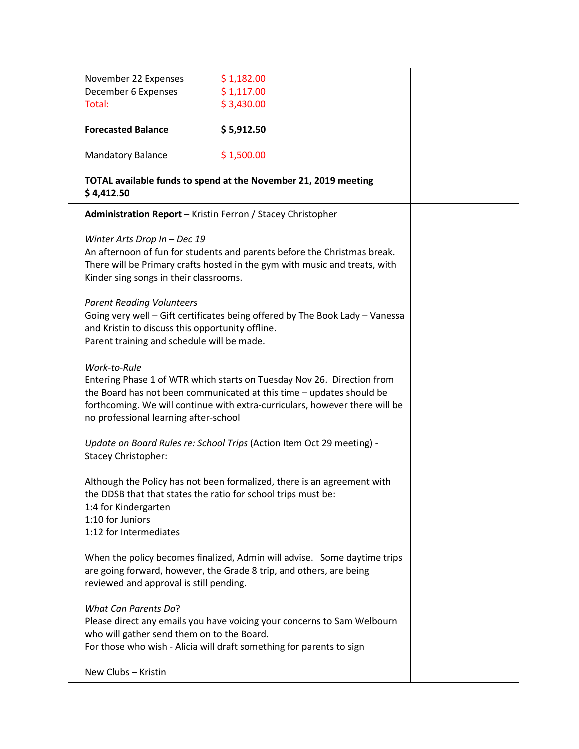| | |
|---|---|
| November 22 Expenses $ 1,182.00<br>December 6 Expenses $ 1,117.00<br>Total: $ 3,430.00<br><br>**Forecasted Balance** **$ 5,912.50**<br><br>Mandatory Balance $ 1,500.00<br><br>**TOTAL available funds to spend at the November 21, 2019 meeting**<br>**$ 4,412.50** | |
| **Administration Report** – Kristin Ferron / Stacey Christopher<br><br>*Winter Arts Drop In – Dec 19*<br>An afternoon of fun for students and parents before the Christmas break. There will be Primary crafts hosted in the gym with music and treats, with Kinder sing songs in their classrooms.<br><br>*Parent Reading Volunteers*<br>Going very well – Gift certificates being offered by The Book Lady – Vanessa and Kristin to discuss this opportunity offline.<br>Parent training and schedule will be made.<br><br>*Work-to-Rule*<br>Entering Phase 1 of WTR which starts on Tuesday Nov 26. Direction from the Board has not been communicated at this time – updates should be forthcoming. We will continue with extra-curriculars, however there will be no professional learning after-school<br><br>*Update on Board Rules re: School Trips* (Action Item Oct 29 meeting) - Stacey Christopher:<br><br>Although the Policy has not been formalized, there is an agreement with the DDSB that that states the ratio for school trips must be:<br>1:4 for Kindergarten<br>1:10 for Juniors<br>1:12 for Intermediates<br><br>When the policy becomes finalized, Admin will advise. Some daytime trips are going forward, however, the Grade 8 trip, and others, are being reviewed and approval is still pending.<br><br>*What Can Parents Do*?<br>Please direct any emails you have voicing your concerns to Sam Welbourn who will gather send them on to the Board.<br>For those who wish - Alicia will draft something for parents to sign<br><br>New Clubs – Kristin | |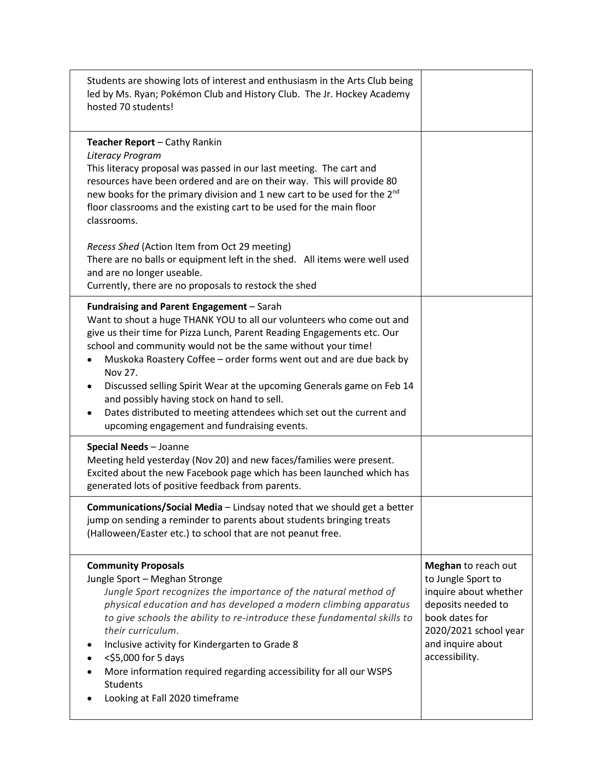| | |
|---|---|
| Students are showing lots of interest and enthusiasm in the Arts Club being led by Ms. Ryan; Pokémon Club and History Club. The Jr. Hockey Academy hosted 70 students! | |
| **Teacher Report** – Cathy Rankin<br>*Literacy Program*<br>This literacy proposal was passed in our last meeting. The cart and resources have been ordered and are on their way. This will provide 80 new books for the primary division and 1 new cart to be used for the 2nd floor classrooms and the existing cart to be used for the main floor classrooms.<br><br>*Recess Shed* (Action Item from Oct 29 meeting)<br>There are no balls or equipment left in the shed. All items were well used and are no longer useable.<br>Currently, there are no proposals to restock the shed | |
| **Fundraising and Parent Engagement** – Sarah<br>Want to shout a huge THANK YOU to all our volunteers who come out and give us their time for Pizza Lunch, Parent Reading Engagements etc. Our school and community would not be the same without your time!<br>• Muskoka Roastery Coffee – order forms went out and are due back by Nov 27.<br>• Discussed selling Spirit Wear at the upcoming Generals game on Feb 14 and possibly having stock on hand to sell.<br>• Dates distributed to meeting attendees which set out the current and upcoming engagement and fundraising events. | |
| **Special Needs** – Joanne<br>Meeting held yesterday (Nov 20) and new faces/families were present. Excited about the new Facebook page which has been launched which has generated lots of positive feedback from parents. | |
| **Communications/Social Media** – Lindsay noted that we should get a better jump on sending a reminder to parents about students bringing treats (Halloween/Easter etc.) to school that are not peanut free. | |
| **Community Proposals**<br>Jungle Sport – Meghan Stronge<br>*Jungle Sport recognizes the importance of the natural method of physical education and has developed a modern climbing apparatus to give schools the ability to re-introduce these fundamental skills to their curriculum*.<br>• Inclusive activity for Kindergarten to Grade 8<br>• <$5,000 for 5 days<br>• More information required regarding accessibility for all our WSPS Students<br>• Looking at Fall 2020 timeframe | **Meghan** to reach out to Jungle Sport to inquire about whether deposits needed to book dates for 2020/2021 school year and inquire about accessibility. |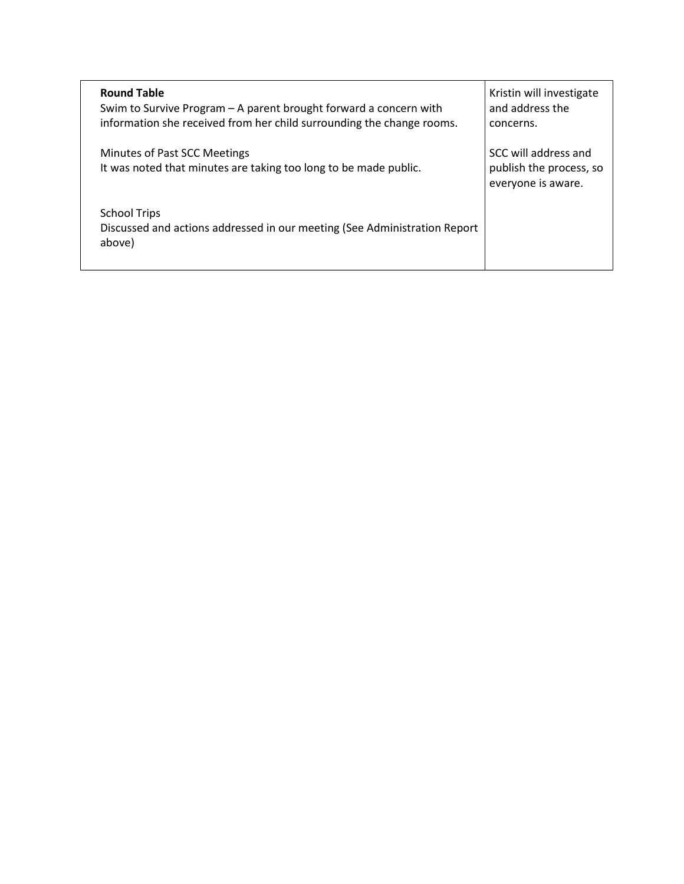| | |
|---|---|
| **Round Table**<br>Swim to Survive Program – A parent brought forward a concern with information she received from her child surrounding the change rooms.<br><br>Minutes of Past SCC Meetings<br>It was noted that minutes are taking too long to be made public.<br><br>School Trips<br>Discussed and actions addressed in our meeting (See Administration Report above) | Kristin will investigate and address the concerns.<br><br>SCC will address and publish the process, so everyone is aware. |